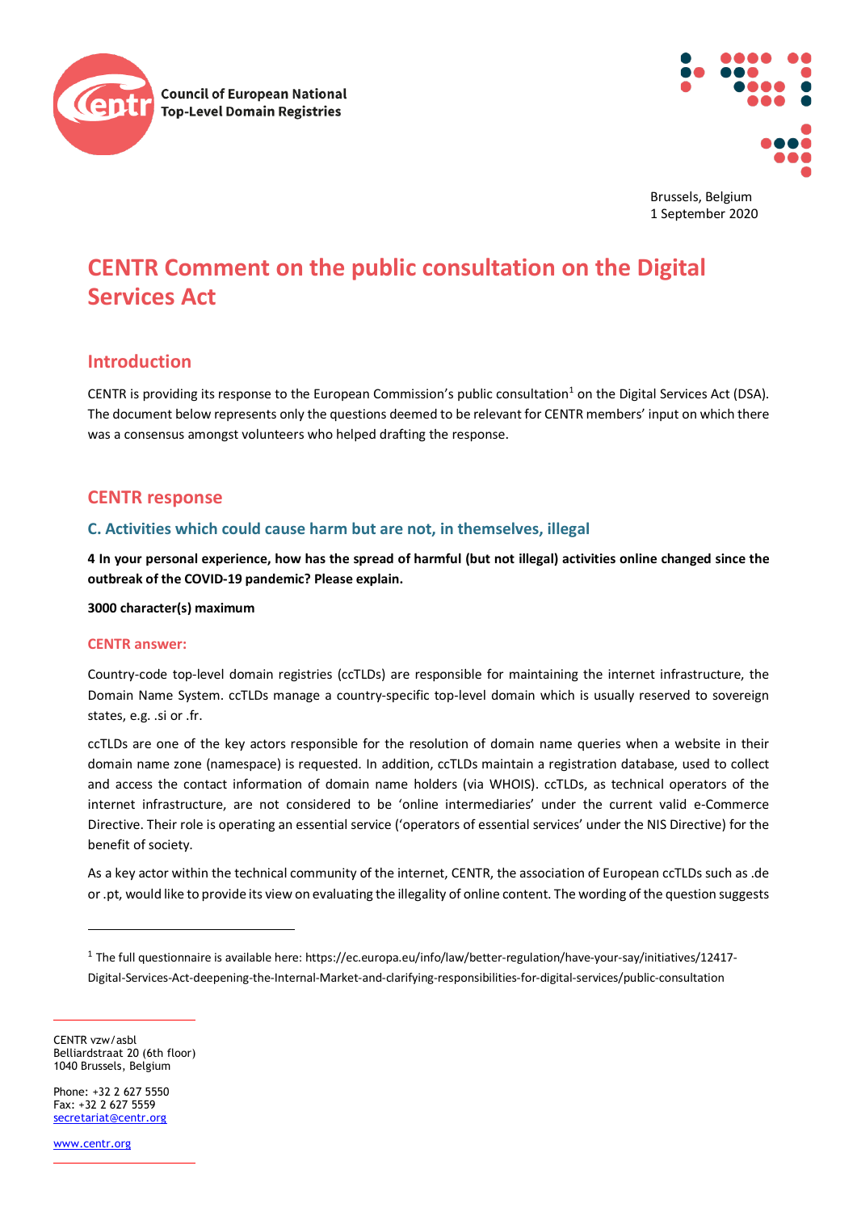Council of European National Top-Level Domain Registries

Brussels, Belgium
1 September 2020

# CENTR Comment on the public consultation on the Digital Services Act

## Introduction

CENTR is providing its response to the European Commission's public consultation[1] on the Digital Services Act (DSA). The document below represents only the questions deemed to be relevant for CENTR members' input on which there was a consensus amongst volunteers who helped drafting the response.

## CENTR response

### C. Activities which could cause harm but are not, in themselves, illegal

**4 In your personal experience, how has the spread of harmful (but not illegal) activities online changed since the outbreak of the COVID-19 pandemic? Please explain.**

**3000 character(s) maximum**

#### CENTR answer:

Country-code top-level domain registries (ccTLDs) are responsible for maintaining the internet infrastructure, the Domain Name System. ccTLDs manage a country-specific top-level domain which is usually reserved to sovereign states, e.g. .si or .fr.

ccTLDs are one of the key actors responsible for the resolution of domain name queries when a website in their domain name zone (namespace) is requested. In addition, ccTLDs maintain a registration database, used to collect and access the contact information of domain name holders (via WHOIS). ccTLDs, as technical operators of the internet infrastructure, are not considered to be 'online intermediaries' under the current valid e-Commerce Directive. Their role is operating an essential service ('operators of essential services' under the NIS Directive) for the benefit of society.

As a key actor within the technical community of the internet, CENTR, the association of European ccTLDs such as .de or .pt, would like to provide its view on evaluating the illegality of online content. The wording of the question suggests

[1] The full questionnaire is available here: https://ec.europa.eu/info/law/better-regulation/have-your-say/initiatives/12417-Digital-Services-Act-deepening-the-Internal-Market-and-clarifying-responsibilities-for-digital-services/public-consultation

CENTR vzw/asbl
Belliardstraat 20 (6th floor)
1040 Brussels, Belgium

Phone: +32 2 627 5550
Fax: +32 2 627 5559
secretariat@centr.org

www.centr.org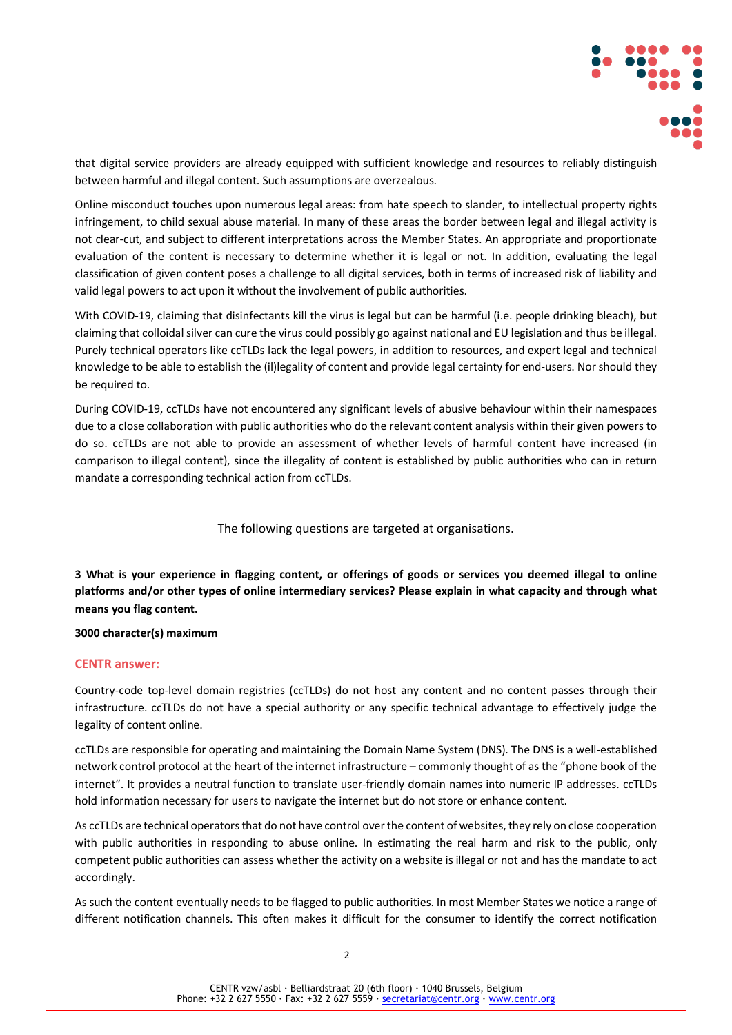that digital service providers are already equipped with sufficient knowledge and resources to reliably distinguish between harmful and illegal content. Such assumptions are overzealous.

Online misconduct touches upon numerous legal areas: from hate speech to slander, to intellectual property rights infringement, to child sexual abuse material. In many of these areas the border between legal and illegal activity is not clear-cut, and subject to different interpretations across the Member States. An appropriate and proportionate evaluation of the content is necessary to determine whether it is legal or not. In addition, evaluating the legal classification of given content poses a challenge to all digital services, both in terms of increased risk of liability and valid legal powers to act upon it without the involvement of public authorities.

With COVID-19, claiming that disinfectants kill the virus is legal but can be harmful (i.e. people drinking bleach), but claiming that colloidal silver can cure the virus could possibly go against national and EU legislation and thus be illegal. Purely technical operators like ccTLDs lack the legal powers, in addition to resources, and expert legal and technical knowledge to be able to establish the (il)legality of content and provide legal certainty for end-users. Nor should they be required to.

During COVID-19, ccTLDs have not encountered any significant levels of abusive behaviour within their namespaces due to a close collaboration with public authorities who do the relevant content analysis within their given powers to do so. ccTLDs are not able to provide an assessment of whether levels of harmful content have increased (in comparison to illegal content), since the illegality of content is established by public authorities who can in return mandate a corresponding technical action from ccTLDs.

The following questions are targeted at organisations.

**3 What is your experience in flagging content, or offerings of goods or services you deemed illegal to online platforms and/or other types of online intermediary services? Please explain in what capacity and through what means you flag content.**

**3000 character(s) maximum**

**CENTR answer:**

Country-code top-level domain registries (ccTLDs) do not host any content and no content passes through their infrastructure. ccTLDs do not have a special authority or any specific technical advantage to effectively judge the legality of content online.

ccTLDs are responsible for operating and maintaining the Domain Name System (DNS). The DNS is a well-established network control protocol at the heart of the internet infrastructure – commonly thought of as the "phone book of the internet". It provides a neutral function to translate user-friendly domain names into numeric IP addresses. ccTLDs hold information necessary for users to navigate the internet but do not store or enhance content.

As ccTLDs are technical operators that do not have control over the content of websites, they rely on close cooperation with public authorities in responding to abuse online. In estimating the real harm and risk to the public, only competent public authorities can assess whether the activity on a website is illegal or not and has the mandate to act accordingly.

As such the content eventually needs to be flagged to public authorities. In most Member States we notice a range of different notification channels. This often makes it difficult for the consumer to identify the correct notification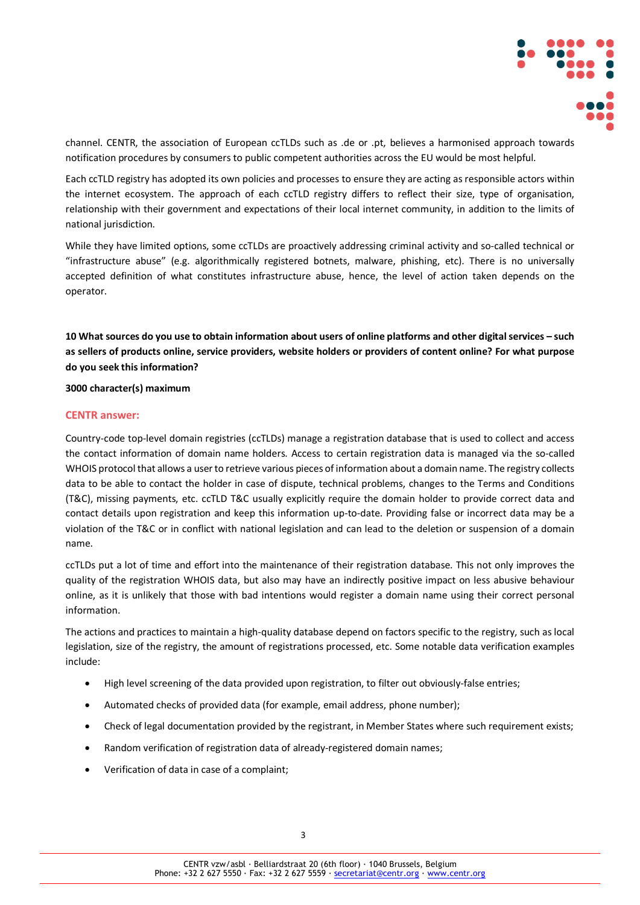channel. CENTR, the association of European ccTLDs such as .de or .pt, believes a harmonised approach towards notification procedures by consumers to public competent authorities across the EU would be most helpful.

Each ccTLD registry has adopted its own policies and processes to ensure they are acting as responsible actors within the internet ecosystem. The approach of each ccTLD registry differs to reflect their size, type of organisation, relationship with their government and expectations of their local internet community, in addition to the limits of national jurisdiction.

While they have limited options, some ccTLDs are proactively addressing criminal activity and so-called technical or "infrastructure abuse" (e.g. algorithmically registered botnets, malware, phishing, etc). There is no universally accepted definition of what constitutes infrastructure abuse, hence, the level of action taken depends on the operator.

**10 What sources do you use to obtain information about users of online platforms and other digital services – such as sellers of products online, service providers, website holders or providers of content online? For what purpose do you seek this information?**

**3000 character(s) maximum**

**CENTR answer:**

Country-code top-level domain registries (ccTLDs) manage a registration database that is used to collect and access the contact information of domain name holders. Access to certain registration data is managed via the so-called WHOIS protocol that allows a user to retrieve various pieces of information about a domain name. The registry collects data to be able to contact the holder in case of dispute, technical problems, changes to the Terms and Conditions (T&C), missing payments, etc. ccTLD T&C usually explicitly require the domain holder to provide correct data and contact details upon registration and keep this information up-to-date. Providing false or incorrect data may be a violation of the T&C or in conflict with national legislation and can lead to the deletion or suspension of a domain name.

ccTLDs put a lot of time and effort into the maintenance of their registration database. This not only improves the quality of the registration WHOIS data, but also may have an indirectly positive impact on less abusive behaviour online, as it is unlikely that those with bad intentions would register a domain name using their correct personal information.

The actions and practices to maintain a high-quality database depend on factors specific to the registry, such as local legislation, size of the registry, the amount of registrations processed, etc. Some notable data verification examples include:

- High level screening of the data provided upon registration, to filter out obviously-false entries;
- Automated checks of provided data (for example, email address, phone number);
- Check of legal documentation provided by the registrant, in Member States where such requirement exists;
- Random verification of registration data of already-registered domain names;
- Verification of data in case of a complaint;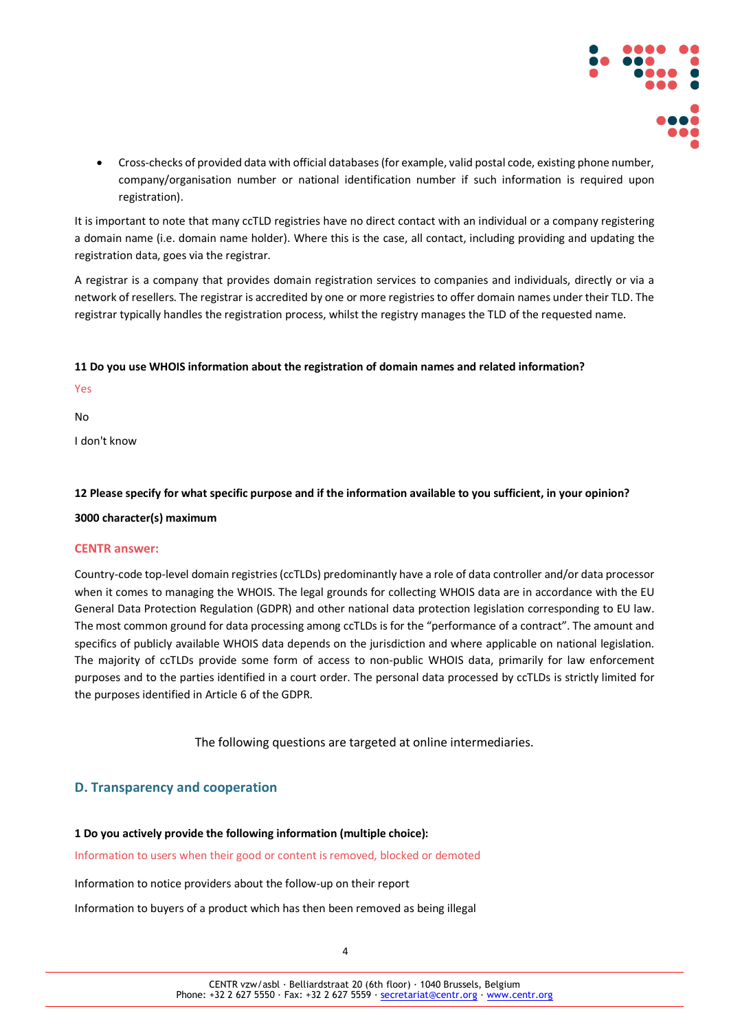- Cross-checks of provided data with official databases (for example, valid postal code, existing phone number, company/organisation number or national identification number if such information is required upon registration).

It is important to note that many ccTLD registries have no direct contact with an individual or a company registering a domain name (i.e. domain name holder). Where this is the case, all contact, including providing and updating the registration data, goes via the registrar.

A registrar is a company that provides domain registration services to companies and individuals, directly or via a network of resellers. The registrar is accredited by one or more registries to offer domain names under their TLD. The registrar typically handles the registration process, whilst the registry manages the TLD of the requested name.

**11 Do you use WHOIS information about the registration of domain names and related information?**

Yes

No

I don't know

**12 Please specify for what specific purpose and if the information available to you sufficient, in your opinion?**

**3000 character(s) maximum**

**CENTR answer:**

Country-code top-level domain registries (ccTLDs) predominantly have a role of data controller and/or data processor when it comes to managing the WHOIS. The legal grounds for collecting WHOIS data are in accordance with the EU General Data Protection Regulation (GDPR) and other national data protection legislation corresponding to EU law. The most common ground for data processing among ccTLDs is for the "performance of a contract". The amount and specifics of publicly available WHOIS data depends on the jurisdiction and where applicable on national legislation. The majority of ccTLDs provide some form of access to non-public WHOIS data, primarily for law enforcement purposes and to the parties identified in a court order. The personal data processed by ccTLDs is strictly limited for the purposes identified in Article 6 of the GDPR.

The following questions are targeted at online intermediaries.

## D. Transparency and cooperation

**1 Do you actively provide the following information (multiple choice):**

Information to users when their good or content is removed, blocked or demoted

Information to notice providers about the follow-up on their report

Information to buyers of a product which has then been removed as being illegal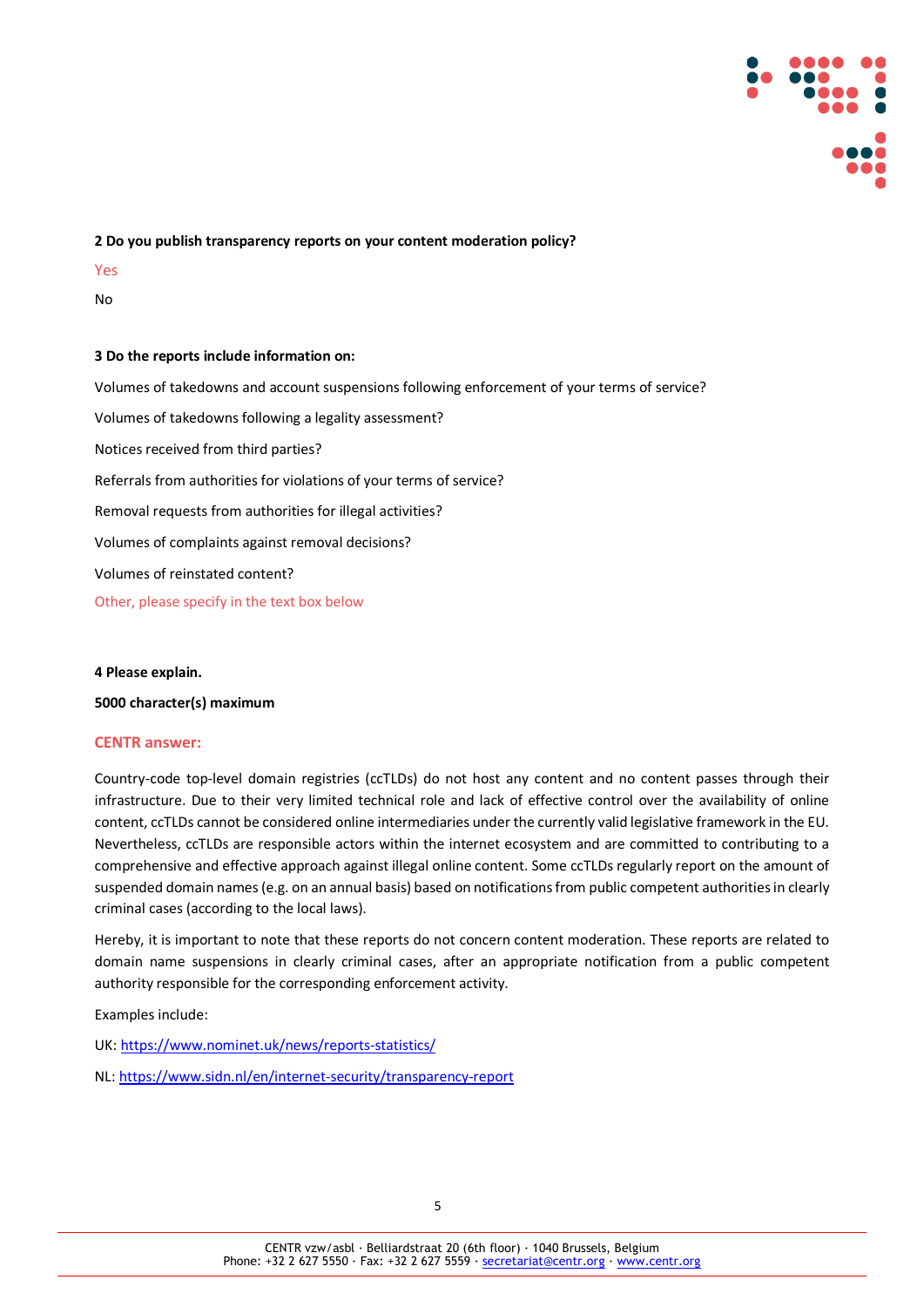**2 Do you publish transparency reports on your content moderation policy?**

Yes

No

**3 Do the reports include information on:**

Volumes of takedowns and account suspensions following enforcement of your terms of service?

Volumes of takedowns following a legality assessment?

Notices received from third parties?

Referrals from authorities for violations of your terms of service?

Removal requests from authorities for illegal activities?

Volumes of complaints against removal decisions?

Volumes of reinstated content?

Other, please specify in the text box below

**4 Please explain.**

**5000 character(s) maximum**

**CENTR answer:**

Country-code top-level domain registries (ccTLDs) do not host any content and no content passes through their infrastructure. Due to their very limited technical role and lack of effective control over the availability of online content, ccTLDs cannot be considered online intermediaries under the currently valid legislative framework in the EU. Nevertheless, ccTLDs are responsible actors within the internet ecosystem and are committed to contributing to a comprehensive and effective approach against illegal online content. Some ccTLDs regularly report on the amount of suspended domain names (e.g. on an annual basis) based on notifications from public competent authorities in clearly criminal cases (according to the local laws).

Hereby, it is important to note that these reports do not concern content moderation. These reports are related to domain name suspensions in clearly criminal cases, after an appropriate notification from a public competent authority responsible for the corresponding enforcement activity.

Examples include:

UK: https://www.nominet.uk/news/reports-statistics/

NL: https://www.sidn.nl/en/internet-security/transparency-report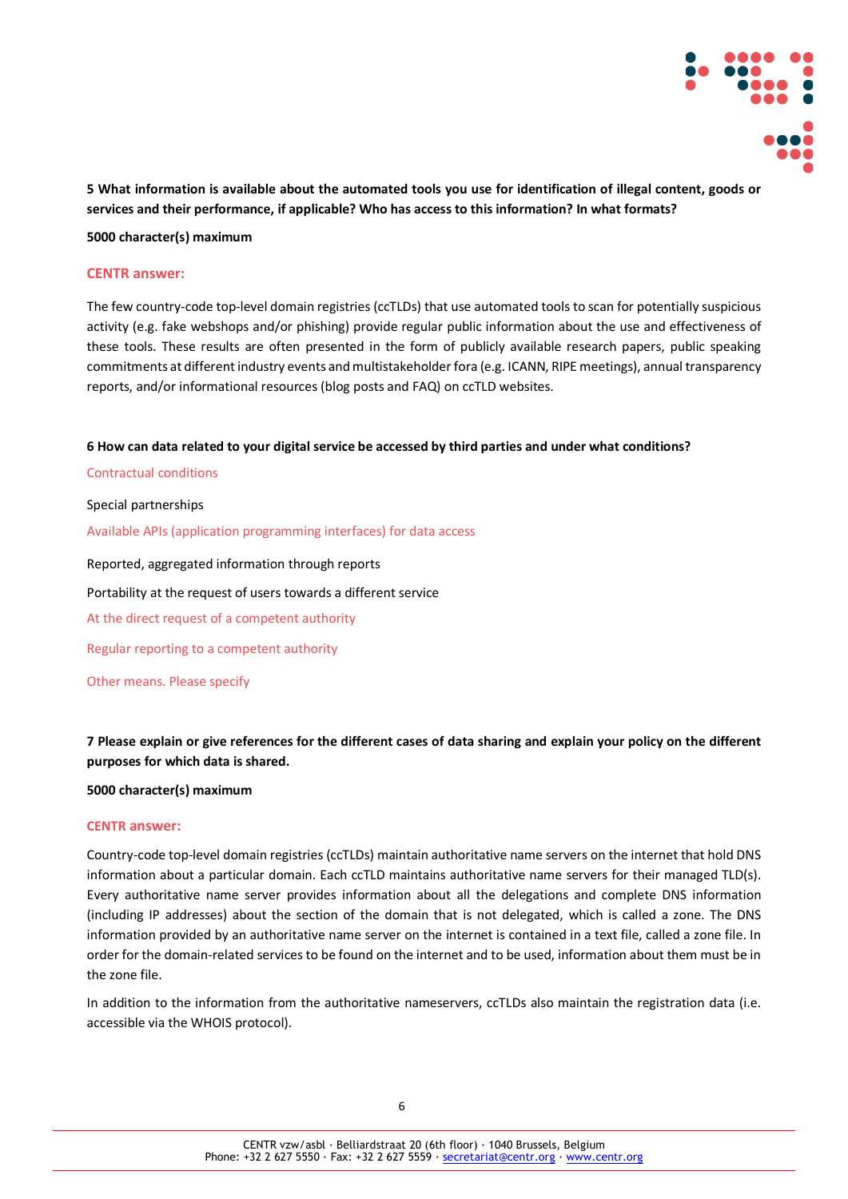**5 What information is available about the automated tools you use for identification of illegal content, goods or services and their performance, if applicable? Who has access to this information? In what formats?**

**5000 character(s) maximum**

**CENTR answer:**

The few country-code top-level domain registries (ccTLDs) that use automated tools to scan for potentially suspicious activity (e.g. fake webshops and/or phishing) provide regular public information about the use and effectiveness of these tools. These results are often presented in the form of publicly available research papers, public speaking commitments at different industry events and multistakeholder fora (e.g. ICANN, RIPE meetings), annual transparency reports, and/or informational resources (blog posts and FAQ) on ccTLD websites.

**6 How can data related to your digital service be accessed by third parties and under what conditions?**

Contractual conditions

Special partnerships

Available APIs (application programming interfaces) for data access

Reported, aggregated information through reports

Portability at the request of users towards a different service

At the direct request of a competent authority

Regular reporting to a competent authority

Other means. Please specify

**7 Please explain or give references for the different cases of data sharing and explain your policy on the different purposes for which data is shared.**

**5000 character(s) maximum**

**CENTR answer:**

Country-code top-level domain registries (ccTLDs) maintain authoritative name servers on the internet that hold DNS information about a particular domain. Each ccTLD maintains authoritative name servers for their managed TLD(s). Every authoritative name server provides information about all the delegations and complete DNS information (including IP addresses) about the section of the domain that is not delegated, which is called a zone. The DNS information provided by an authoritative name server on the internet is contained in a text file, called a zone file. In order for the domain-related services to be found on the internet and to be used, information about them must be in the zone file.

In addition to the information from the authoritative nameservers, ccTLDs also maintain the registration data (i.e. accessible via the WHOIS protocol).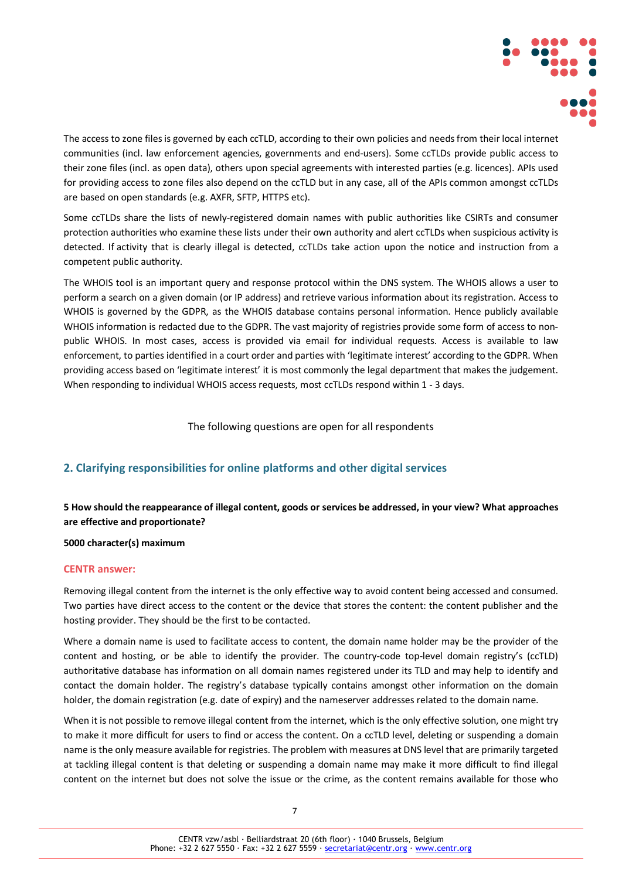The access to zone files is governed by each ccTLD, according to their own policies and needs from their local internet communities (incl. law enforcement agencies, governments and end-users). Some ccTLDs provide public access to their zone files (incl. as open data), others upon special agreements with interested parties (e.g. licences). APIs used for providing access to zone files also depend on the ccTLD but in any case, all of the APIs common amongst ccTLDs are based on open standards (e.g. AXFR, SFTP, HTTPS etc).

Some ccTLDs share the lists of newly-registered domain names with public authorities like CSIRTs and consumer protection authorities who examine these lists under their own authority and alert ccTLDs when suspicious activity is detected. If activity that is clearly illegal is detected, ccTLDs take action upon the notice and instruction from a competent public authority.

The WHOIS tool is an important query and response protocol within the DNS system. The WHOIS allows a user to perform a search on a given domain (or IP address) and retrieve various information about its registration. Access to WHOIS is governed by the GDPR, as the WHOIS database contains personal information. Hence publicly available WHOIS information is redacted due to the GDPR. The vast majority of registries provide some form of access to non-public WHOIS. In most cases, access is provided via email for individual requests. Access is available to law enforcement, to parties identified in a court order and parties with 'legitimate interest' according to the GDPR. When providing access based on 'legitimate interest' it is most commonly the legal department that makes the judgement. When responding to individual WHOIS access requests, most ccTLDs respond within 1 - 3 days.

The following questions are open for all respondents

## 2. Clarifying responsibilities for online platforms and other digital services

**5 How should the reappearance of illegal content, goods or services be addressed, in your view? What approaches are effective and proportionate?**

**5000 character(s) maximum**

**CENTR answer:**

Removing illegal content from the internet is the only effective way to avoid content being accessed and consumed. Two parties have direct access to the content or the device that stores the content: the content publisher and the hosting provider. They should be the first to be contacted.

Where a domain name is used to facilitate access to content, the domain name holder may be the provider of the content and hosting, or be able to identify the provider. The country-code top-level domain registry's (ccTLD) authoritative database has information on all domain names registered under its TLD and may help to identify and contact the domain holder. The registry's database typically contains amongst other information on the domain holder, the domain registration (e.g. date of expiry) and the nameserver addresses related to the domain name.

When it is not possible to remove illegal content from the internet, which is the only effective solution, one might try to make it more difficult for users to find or access the content. On a ccTLD level, deleting or suspending a domain name is the only measure available for registries. The problem with measures at DNS level that are primarily targeted at tackling illegal content is that deleting or suspending a domain name may make it more difficult to find illegal content on the internet but does not solve the issue or the crime, as the content remains available for those who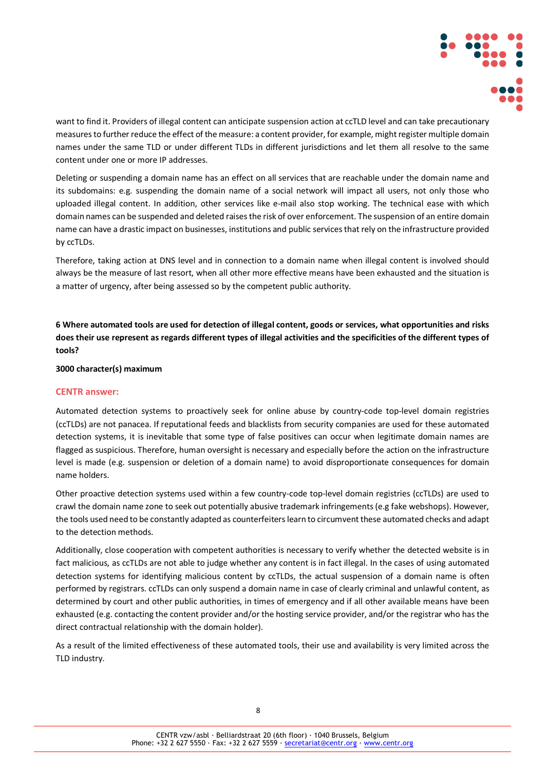want to find it. Providers of illegal content can anticipate suspension action at ccTLD level and can take precautionary measures to further reduce the effect of the measure: a content provider, for example, might register multiple domain names under the same TLD or under different TLDs in different jurisdictions and let them all resolve to the same content under one or more IP addresses.

Deleting or suspending a domain name has an effect on all services that are reachable under the domain name and its subdomains: e.g. suspending the domain name of a social network will impact all users, not only those who uploaded illegal content. In addition, other services like e-mail also stop working. The technical ease with which domain names can be suspended and deleted raises the risk of over enforcement. The suspension of an entire domain name can have a drastic impact on businesses, institutions and public services that rely on the infrastructure provided by ccTLDs.

Therefore, taking action at DNS level and in connection to a domain name when illegal content is involved should always be the measure of last resort, when all other more effective means have been exhausted and the situation is a matter of urgency, after being assessed so by the competent public authority.

**6 Where automated tools are used for detection of illegal content, goods or services, what opportunities and risks does their use represent as regards different types of illegal activities and the specificities of the different types of tools?**

**3000 character(s) maximum**

**CENTR answer:**

Automated detection systems to proactively seek for online abuse by country-code top-level domain registries (ccTLDs) are not panacea. If reputational feeds and blacklists from security companies are used for these automated detection systems, it is inevitable that some type of false positives can occur when legitimate domain names are flagged as suspicious. Therefore, human oversight is necessary and especially before the action on the infrastructure level is made (e.g. suspension or deletion of a domain name) to avoid disproportionate consequences for domain name holders.

Other proactive detection systems used within a few country-code top-level domain registries (ccTLDs) are used to crawl the domain name zone to seek out potentially abusive trademark infringements (e.g fake webshops). However, the tools used need to be constantly adapted as counterfeiters learn to circumvent these automated checks and adapt to the detection methods.

Additionally, close cooperation with competent authorities is necessary to verify whether the detected website is in fact malicious, as ccTLDs are not able to judge whether any content is in fact illegal. In the cases of using automated detection systems for identifying malicious content by ccTLDs, the actual suspension of a domain name is often performed by registrars. ccTLDs can only suspend a domain name in case of clearly criminal and unlawful content, as determined by court and other public authorities, in times of emergency and if all other available means have been exhausted (e.g. contacting the content provider and/or the hosting service provider, and/or the registrar who has the direct contractual relationship with the domain holder).

As a result of the limited effectiveness of these automated tools, their use and availability is very limited across the TLD industry.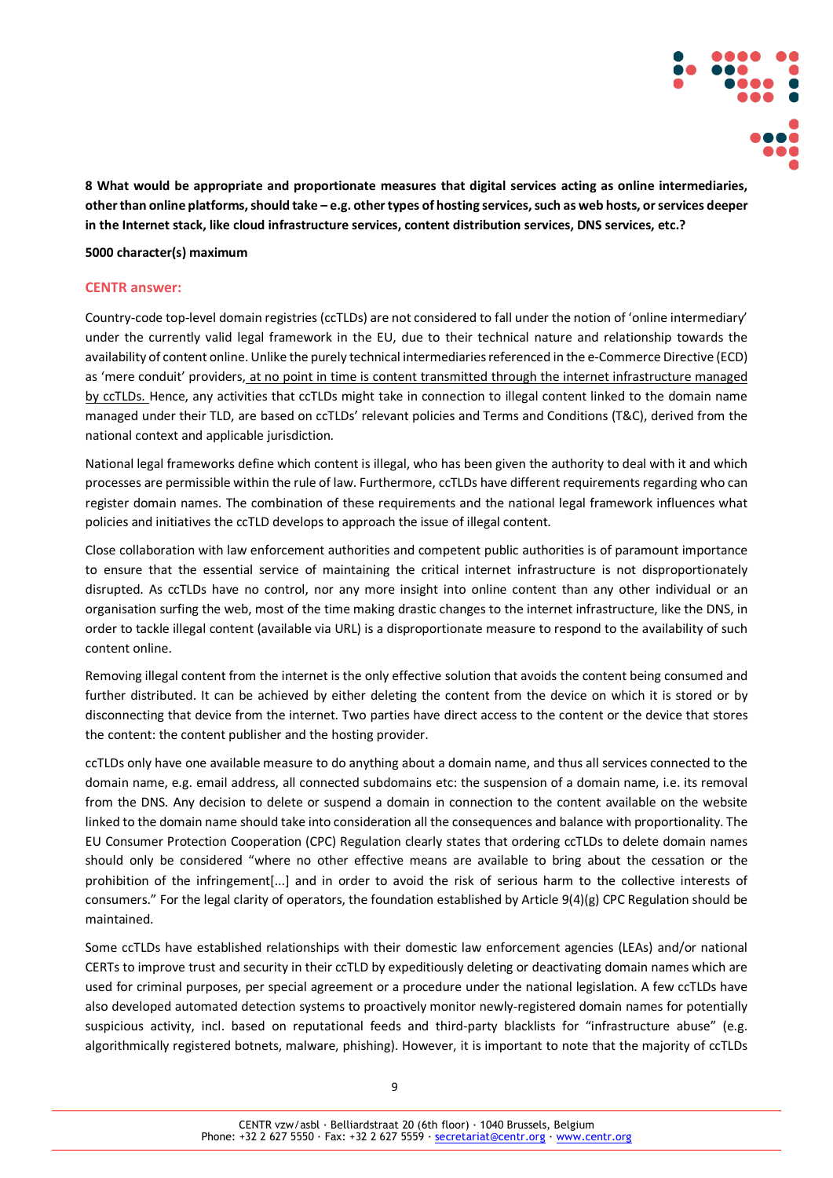**8 What would be appropriate and proportionate measures that digital services acting as online intermediaries, other than online platforms, should take – e.g. other types of hosting services, such as web hosts, or services deeper in the Internet stack, like cloud infrastructure services, content distribution services, DNS services, etc.?**

**5000 character(s) maximum**

**CENTR answer:**

Country-code top-level domain registries (ccTLDs) are not considered to fall under the notion of 'online intermediary' under the currently valid legal framework in the EU, due to their technical nature and relationship towards the availability of content online. Unlike the purely technical intermediaries referenced in the e-Commerce Directive (ECD) as 'mere conduit' providers, <u>at no point in time is content transmitted through the internet infrastructure managed by ccTLDs.</u> Hence, any activities that ccTLDs might take in connection to illegal content linked to the domain name managed under their TLD, are based on ccTLDs' relevant policies and Terms and Conditions (T&C), derived from the national context and applicable jurisdiction.

National legal frameworks define which content is illegal, who has been given the authority to deal with it and which processes are permissible within the rule of law. Furthermore, ccTLDs have different requirements regarding who can register domain names. The combination of these requirements and the national legal framework influences what policies and initiatives the ccTLD develops to approach the issue of illegal content.

Close collaboration with law enforcement authorities and competent public authorities is of paramount importance to ensure that the essential service of maintaining the critical internet infrastructure is not disproportionately disrupted. As ccTLDs have no control, nor any more insight into online content than any other individual or an organisation surfing the web, most of the time making drastic changes to the internet infrastructure, like the DNS, in order to tackle illegal content (available via URL) is a disproportionate measure to respond to the availability of such content online.

Removing illegal content from the internet is the only effective solution that avoids the content being consumed and further distributed. It can be achieved by either deleting the content from the device on which it is stored or by disconnecting that device from the internet. Two parties have direct access to the content or the device that stores the content: the content publisher and the hosting provider.

ccTLDs only have one available measure to do anything about a domain name, and thus all services connected to the domain name, e.g. email address, all connected subdomains etc: the suspension of a domain name, i.e. its removal from the DNS. Any decision to delete or suspend a domain in connection to the content available on the website linked to the domain name should take into consideration all the consequences and balance with proportionality. The EU Consumer Protection Cooperation (CPC) Regulation clearly states that ordering ccTLDs to delete domain names should only be considered "where no other effective means are available to bring about the cessation or the prohibition of the infringement[...] and in order to avoid the risk of serious harm to the collective interests of consumers." For the legal clarity of operators, the foundation established by Article 9(4)(g) CPC Regulation should be maintained.

Some ccTLDs have established relationships with their domestic law enforcement agencies (LEAs) and/or national CERTs to improve trust and security in their ccTLD by expeditiously deleting or deactivating domain names which are used for criminal purposes, per special agreement or a procedure under the national legislation. A few ccTLDs have also developed automated detection systems to proactively monitor newly-registered domain names for potentially suspicious activity, incl. based on reputational feeds and third-party blacklists for "infrastructure abuse" (e.g. algorithmically registered botnets, malware, phishing). However, it is important to note that the majority of ccTLDs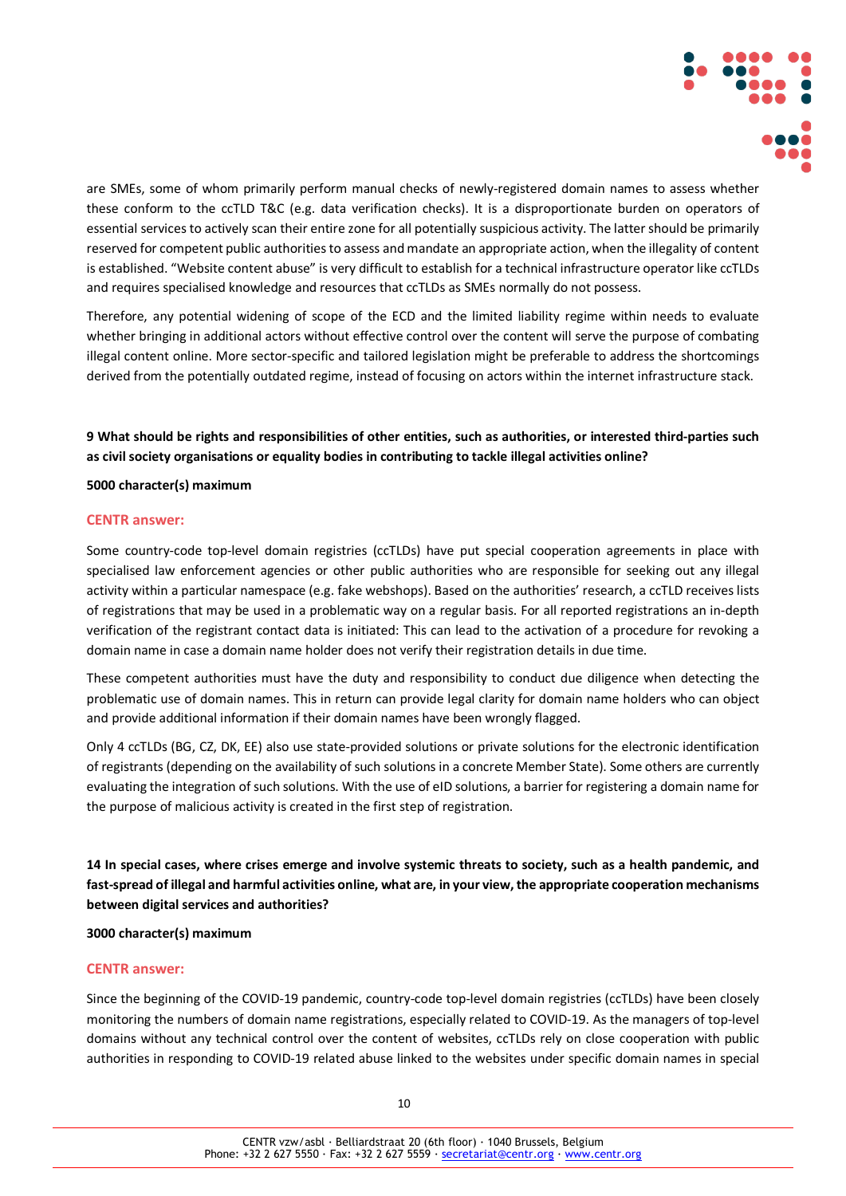are SMEs, some of whom primarily perform manual checks of newly-registered domain names to assess whether these conform to the ccTLD T&C (e.g. data verification checks). It is a disproportionate burden on operators of essential services to actively scan their entire zone for all potentially suspicious activity. The latter should be primarily reserved for competent public authorities to assess and mandate an appropriate action, when the illegality of content is established. "Website content abuse" is very difficult to establish for a technical infrastructure operator like ccTLDs and requires specialised knowledge and resources that ccTLDs as SMEs normally do not possess.

Therefore, any potential widening of scope of the ECD and the limited liability regime within needs to evaluate whether bringing in additional actors without effective control over the content will serve the purpose of combating illegal content online. More sector-specific and tailored legislation might be preferable to address the shortcomings derived from the potentially outdated regime, instead of focusing on actors within the internet infrastructure stack.

**9 What should be rights and responsibilities of other entities, such as authorities, or interested third-parties such as civil society organisations or equality bodies in contributing to tackle illegal activities online?**

**5000 character(s) maximum**

**CENTR answer:**

Some country-code top-level domain registries (ccTLDs) have put special cooperation agreements in place with specialised law enforcement agencies or other public authorities who are responsible for seeking out any illegal activity within a particular namespace (e.g. fake webshops). Based on the authorities' research, a ccTLD receives lists of registrations that may be used in a problematic way on a regular basis. For all reported registrations an in-depth verification of the registrant contact data is initiated: This can lead to the activation of a procedure for revoking a domain name in case a domain name holder does not verify their registration details in due time.

These competent authorities must have the duty and responsibility to conduct due diligence when detecting the problematic use of domain names. This in return can provide legal clarity for domain name holders who can object and provide additional information if their domain names have been wrongly flagged.

Only 4 ccTLDs (BG, CZ, DK, EE) also use state-provided solutions or private solutions for the electronic identification of registrants (depending on the availability of such solutions in a concrete Member State). Some others are currently evaluating the integration of such solutions. With the use of eID solutions, a barrier for registering a domain name for the purpose of malicious activity is created in the first step of registration.

**14 In special cases, where crises emerge and involve systemic threats to society, such as a health pandemic, and fast-spread of illegal and harmful activities online, what are, in your view, the appropriate cooperation mechanisms between digital services and authorities?**

**3000 character(s) maximum**

**CENTR answer:**

Since the beginning of the COVID-19 pandemic, country-code top-level domain registries (ccTLDs) have been closely monitoring the numbers of domain name registrations, especially related to COVID-19. As the managers of top-level domains without any technical control over the content of websites, ccTLDs rely on close cooperation with public authorities in responding to COVID-19 related abuse linked to the websites under specific domain names in special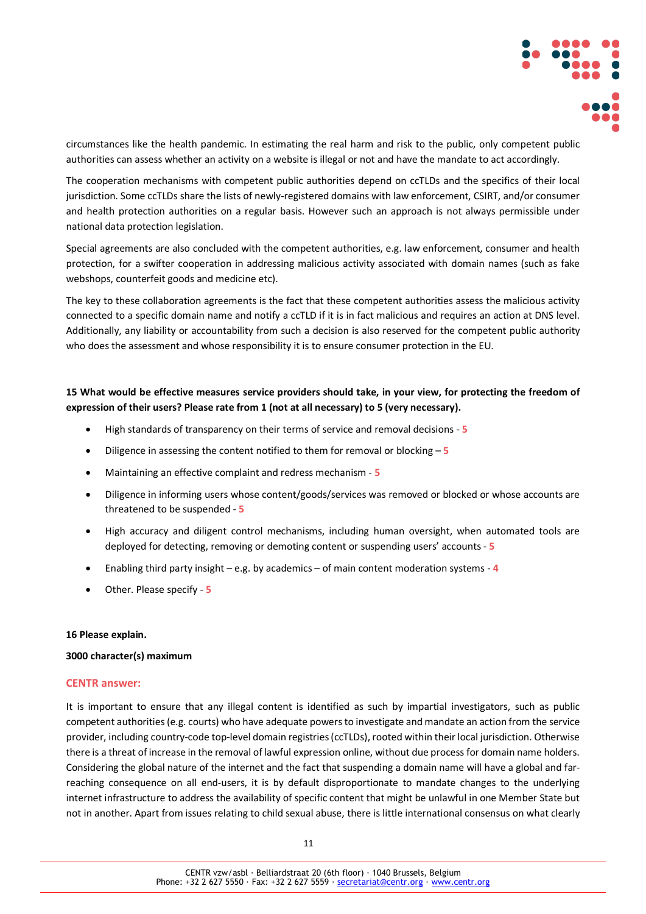circumstances like the health pandemic. In estimating the real harm and risk to the public, only competent public authorities can assess whether an activity on a website is illegal or not and have the mandate to act accordingly.

The cooperation mechanisms with competent public authorities depend on ccTLDs and the specifics of their local jurisdiction. Some ccTLDs share the lists of newly-registered domains with law enforcement, CSIRT, and/or consumer and health protection authorities on a regular basis. However such an approach is not always permissible under national data protection legislation.

Special agreements are also concluded with the competent authorities, e.g. law enforcement, consumer and health protection, for a swifter cooperation in addressing malicious activity associated with domain names (such as fake webshops, counterfeit goods and medicine etc).

The key to these collaboration agreements is the fact that these competent authorities assess the malicious activity connected to a specific domain name and notify a ccTLD if it is in fact malicious and requires an action at DNS level. Additionally, any liability or accountability from such a decision is also reserved for the competent public authority who does the assessment and whose responsibility it is to ensure consumer protection in the EU.

**15 What would be effective measures service providers should take, in your view, for protecting the freedom of expression of their users? Please rate from 1 (not at all necessary) to 5 (very necessary).**

- High standards of transparency on their terms of service and removal decisions - **5**
- Diligence in assessing the content notified to them for removal or blocking – **5**
- Maintaining an effective complaint and redress mechanism - **5**
- Diligence in informing users whose content/goods/services was removed or blocked or whose accounts are threatened to be suspended - **5**
- High accuracy and diligent control mechanisms, including human oversight, when automated tools are deployed for detecting, removing or demoting content or suspending users' accounts - **5**
- Enabling third party insight – e.g. by academics – of main content moderation systems - **4**
- Other. Please specify - **5**

**16 Please explain.**

**3000 character(s) maximum**

**CENTR answer:**

It is important to ensure that any illegal content is identified as such by impartial investigators, such as public competent authorities (e.g. courts) who have adequate powers to investigate and mandate an action from the service provider, including country-code top-level domain registries (ccTLDs), rooted within their local jurisdiction. Otherwise there is a threat of increase in the removal of lawful expression online, without due process for domain name holders. Considering the global nature of the internet and the fact that suspending a domain name will have a global and far-reaching consequence on all end-users, it is by default disproportionate to mandate changes to the underlying internet infrastructure to address the availability of specific content that might be unlawful in one Member State but not in another. Apart from issues relating to child sexual abuse, there is little international consensus on what clearly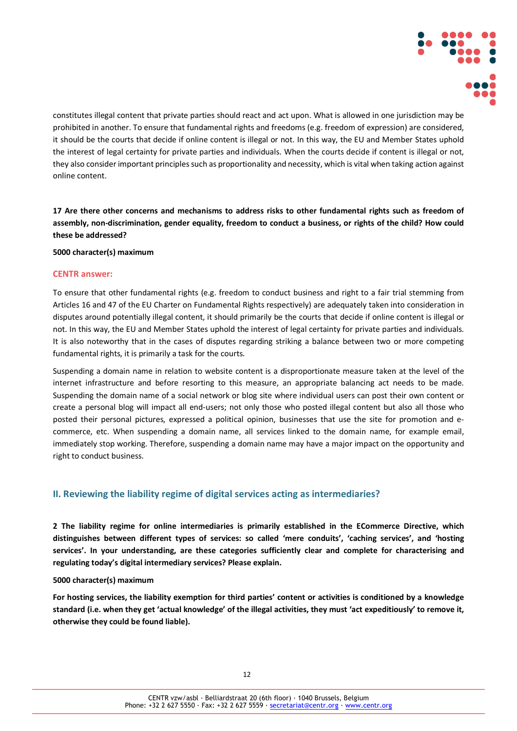constitutes illegal content that private parties should react and act upon. What is allowed in one jurisdiction may be prohibited in another. To ensure that fundamental rights and freedoms (e.g. freedom of expression) are considered, it should be the courts that decide if online content is illegal or not. In this way, the EU and Member States uphold the interest of legal certainty for private parties and individuals. When the courts decide if content is illegal or not, they also consider important principles such as proportionality and necessity, which is vital when taking action against online content.

**17 Are there other concerns and mechanisms to address risks to other fundamental rights such as freedom of assembly, non-discrimination, gender equality, freedom to conduct a business, or rights of the child? How could these be addressed?**

**5000 character(s) maximum**

**CENTR answer:**

To ensure that other fundamental rights (e.g. freedom to conduct business and right to a fair trial stemming from Articles 16 and 47 of the EU Charter on Fundamental Rights respectively) are adequately taken into consideration in disputes around potentially illegal content, it should primarily be the courts that decide if online content is illegal or not. In this way, the EU and Member States uphold the interest of legal certainty for private parties and individuals. It is also noteworthy that in the cases of disputes regarding striking a balance between two or more competing fundamental rights, it is primarily a task for the courts.

Suspending a domain name in relation to website content is a disproportionate measure taken at the level of the internet infrastructure and before resorting to this measure, an appropriate balancing act needs to be made. Suspending the domain name of a social network or blog site where individual users can post their own content or create a personal blog will impact all end-users; not only those who posted illegal content but also all those who posted their personal pictures, expressed a political opinion, businesses that use the site for promotion and e-commerce, etc. When suspending a domain name, all services linked to the domain name, for example email, immediately stop working. Therefore, suspending a domain name may have a major impact on the opportunity and right to conduct business.

## II. Reviewing the liability regime of digital services acting as intermediaries?

**2 The liability regime for online intermediaries is primarily established in the ECommerce Directive, which distinguishes between different types of services: so called 'mere conduits', 'caching services', and 'hosting services'. In your understanding, are these categories sufficiently clear and complete for characterising and regulating today's digital intermediary services? Please explain.**

**5000 character(s) maximum**

**For hosting services, the liability exemption for third parties' content or activities is conditioned by a knowledge standard (i.e. when they get 'actual knowledge' of the illegal activities, they must 'act expeditiously' to remove it, otherwise they could be found liable).**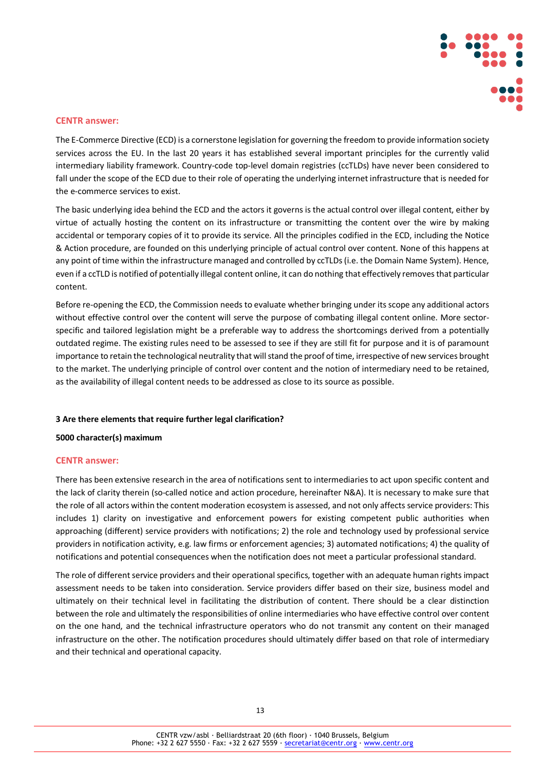**CENTR answer:**

The E-Commerce Directive (ECD) is a cornerstone legislation for governing the freedom to provide information society services across the EU. In the last 20 years it has established several important principles for the currently valid intermediary liability framework. Country-code top-level domain registries (ccTLDs) have never been considered to fall under the scope of the ECD due to their role of operating the underlying internet infrastructure that is needed for the e-commerce services to exist.

The basic underlying idea behind the ECD and the actors it governs is the actual control over illegal content, either by virtue of actually hosting the content on its infrastructure or transmitting the content over the wire by making accidental or temporary copies of it to provide its service. All the principles codified in the ECD, including the Notice & Action procedure, are founded on this underlying principle of actual control over content. None of this happens at any point of time within the infrastructure managed and controlled by ccTLDs (i.e. the Domain Name System). Hence, even if a ccTLD is notified of potentially illegal content online, it can do nothing that effectively removes that particular content.

Before re-opening the ECD, the Commission needs to evaluate whether bringing under its scope any additional actors without effective control over the content will serve the purpose of combating illegal content online. More sector-specific and tailored legislation might be a preferable way to address the shortcomings derived from a potentially outdated regime. The existing rules need to be assessed to see if they are still fit for purpose and it is of paramount importance to retain the technological neutrality that will stand the proof of time, irrespective of new services brought to the market. The underlying principle of control over content and the notion of intermediary need to be retained, as the availability of illegal content needs to be addressed as close to its source as possible.

**3 Are there elements that require further legal clarification?**

**5000 character(s) maximum**

**CENTR answer:**

There has been extensive research in the area of notifications sent to intermediaries to act upon specific content and the lack of clarity therein (so-called notice and action procedure, hereinafter N&A). It is necessary to make sure that the role of all actors within the content moderation ecosystem is assessed, and not only affects service providers: This includes 1) clarity on investigative and enforcement powers for existing competent public authorities when approaching (different) service providers with notifications; 2) the role and technology used by professional service providers in notification activity, e.g. law firms or enforcement agencies; 3) automated notifications; 4) the quality of notifications and potential consequences when the notification does not meet a particular professional standard.

The role of different service providers and their operational specifics, together with an adequate human rights impact assessment needs to be taken into consideration. Service providers differ based on their size, business model and ultimately on their technical level in facilitating the distribution of content. There should be a clear distinction between the role and ultimately the responsibilities of online intermediaries who have effective control over content on the one hand, and the technical infrastructure operators who do not transmit any content on their managed infrastructure on the other. The notification procedures should ultimately differ based on that role of intermediary and their technical and operational capacity.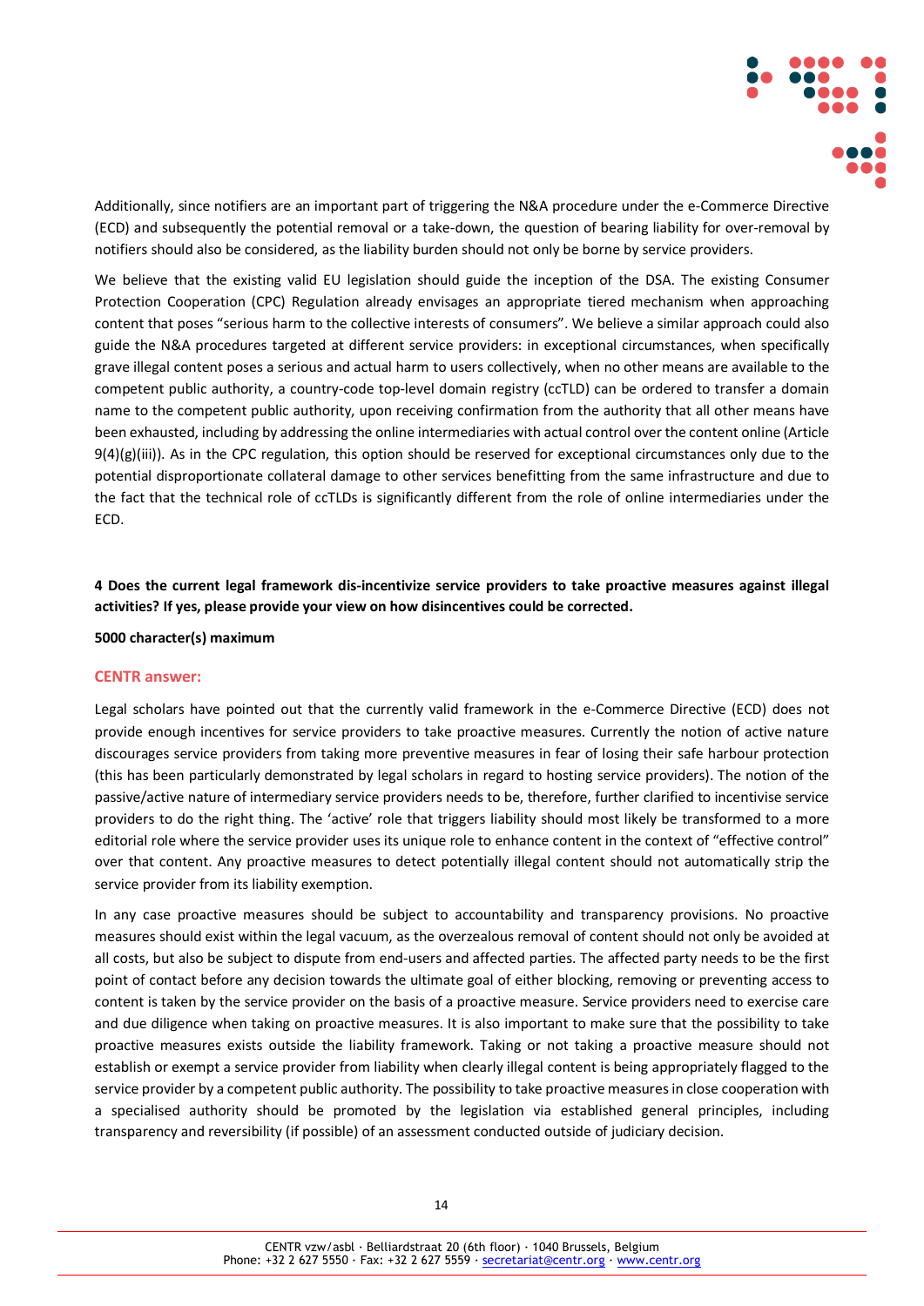Additionally, since notifiers are an important part of triggering the N&A procedure under the e-Commerce Directive (ECD) and subsequently the potential removal or a take-down, the question of bearing liability for over-removal by notifiers should also be considered, as the liability burden should not only be borne by service providers.

We believe that the existing valid EU legislation should guide the inception of the DSA. The existing Consumer Protection Cooperation (CPC) Regulation already envisages an appropriate tiered mechanism when approaching content that poses "serious harm to the collective interests of consumers". We believe a similar approach could also guide the N&A procedures targeted at different service providers: in exceptional circumstances, when specifically grave illegal content poses a serious and actual harm to users collectively, when no other means are available to the competent public authority, a country-code top-level domain registry (ccTLD) can be ordered to transfer a domain name to the competent public authority, upon receiving confirmation from the authority that all other means have been exhausted, including by addressing the online intermediaries with actual control over the content online (Article 9(4)(g)(iii)). As in the CPC regulation, this option should be reserved for exceptional circumstances only due to the potential disproportionate collateral damage to other services benefitting from the same infrastructure and due to the fact that the technical role of ccTLDs is significantly different from the role of online intermediaries under the ECD.

**4 Does the current legal framework dis-incentivize service providers to take proactive measures against illegal activities? If yes, please provide your view on how disincentives could be corrected.**

**5000 character(s) maximum**

**CENTR answer:**

Legal scholars have pointed out that the currently valid framework in the e-Commerce Directive (ECD) does not provide enough incentives for service providers to take proactive measures. Currently the notion of active nature discourages service providers from taking more preventive measures in fear of losing their safe harbour protection (this has been particularly demonstrated by legal scholars in regard to hosting service providers). The notion of the passive/active nature of intermediary service providers needs to be, therefore, further clarified to incentivise service providers to do the right thing. The 'active' role that triggers liability should most likely be transformed to a more editorial role where the service provider uses its unique role to enhance content in the context of "effective control" over that content. Any proactive measures to detect potentially illegal content should not automatically strip the service provider from its liability exemption.

In any case proactive measures should be subject to accountability and transparency provisions. No proactive measures should exist within the legal vacuum, as the overzealous removal of content should not only be avoided at all costs, but also be subject to dispute from end-users and affected parties. The affected party needs to be the first point of contact before any decision towards the ultimate goal of either blocking, removing or preventing access to content is taken by the service provider on the basis of a proactive measure. Service providers need to exercise care and due diligence when taking on proactive measures. It is also important to make sure that the possibility to take proactive measures exists outside the liability framework. Taking or not taking a proactive measure should not establish or exempt a service provider from liability when clearly illegal content is being appropriately flagged to the service provider by a competent public authority. The possibility to take proactive measures in close cooperation with a specialised authority should be promoted by the legislation via established general principles, including transparency and reversibility (if possible) of an assessment conducted outside of judiciary decision.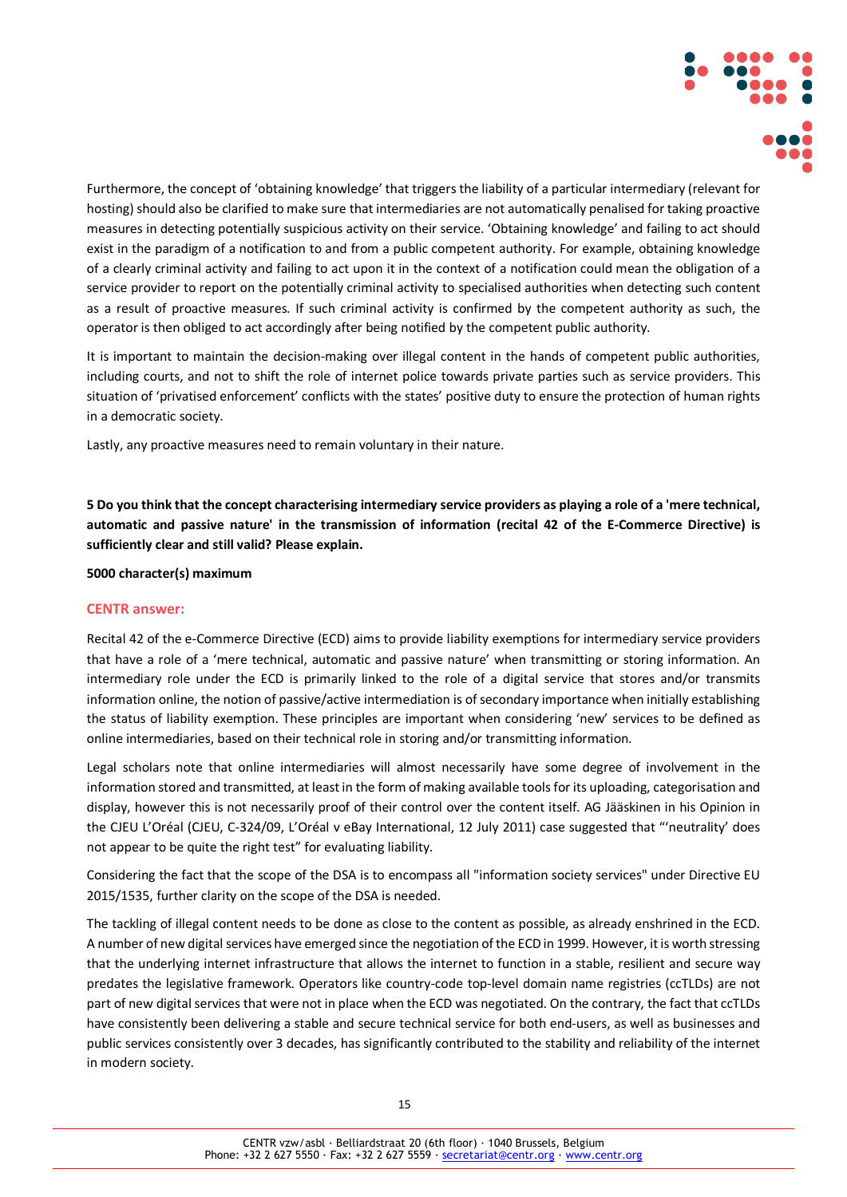Furthermore, the concept of 'obtaining knowledge' that triggers the liability of a particular intermediary (relevant for hosting) should also be clarified to make sure that intermediaries are not automatically penalised for taking proactive measures in detecting potentially suspicious activity on their service. 'Obtaining knowledge' and failing to act should exist in the paradigm of a notification to and from a public competent authority. For example, obtaining knowledge of a clearly criminal activity and failing to act upon it in the context of a notification could mean the obligation of a service provider to report on the potentially criminal activity to specialised authorities when detecting such content as a result of proactive measures. If such criminal activity is confirmed by the competent authority as such, the operator is then obliged to act accordingly after being notified by the competent public authority.

It is important to maintain the decision-making over illegal content in the hands of competent public authorities, including courts, and not to shift the role of internet police towards private parties such as service providers. This situation of 'privatised enforcement' conflicts with the states' positive duty to ensure the protection of human rights in a democratic society.

Lastly, any proactive measures need to remain voluntary in their nature.

**5 Do you think that the concept characterising intermediary service providers as playing a role of a 'mere technical, automatic and passive nature' in the transmission of information (recital 42 of the E-Commerce Directive) is sufficiently clear and still valid? Please explain.**

**5000 character(s) maximum**

**CENTR answer:**

Recital 42 of the e-Commerce Directive (ECD) aims to provide liability exemptions for intermediary service providers that have a role of a 'mere technical, automatic and passive nature' when transmitting or storing information. An intermediary role under the ECD is primarily linked to the role of a digital service that stores and/or transmits information online, the notion of passive/active intermediation is of secondary importance when initially establishing the status of liability exemption. These principles are important when considering 'new' services to be defined as online intermediaries, based on their technical role in storing and/or transmitting information.

Legal scholars note that online intermediaries will almost necessarily have some degree of involvement in the information stored and transmitted, at least in the form of making available tools for its uploading, categorisation and display, however this is not necessarily proof of their control over the content itself. AG Jääskinen in his Opinion in the CJEU L'Oréal (CJEU, C-324/09, L'Oréal v eBay International, 12 July 2011) case suggested that "'neutrality' does not appear to be quite the right test" for evaluating liability.

Considering the fact that the scope of the DSA is to encompass all "information society services" under Directive EU 2015/1535, further clarity on the scope of the DSA is needed.

The tackling of illegal content needs to be done as close to the content as possible, as already enshrined in the ECD. A number of new digital services have emerged since the negotiation of the ECD in 1999. However, it is worth stressing that the underlying internet infrastructure that allows the internet to function in a stable, resilient and secure way predates the legislative framework. Operators like country-code top-level domain name registries (ccTLDs) are not part of new digital services that were not in place when the ECD was negotiated. On the contrary, the fact that ccTLDs have consistently been delivering a stable and secure technical service for both end-users, as well as businesses and public services consistently over 3 decades, has significantly contributed to the stability and reliability of the internet in modern society.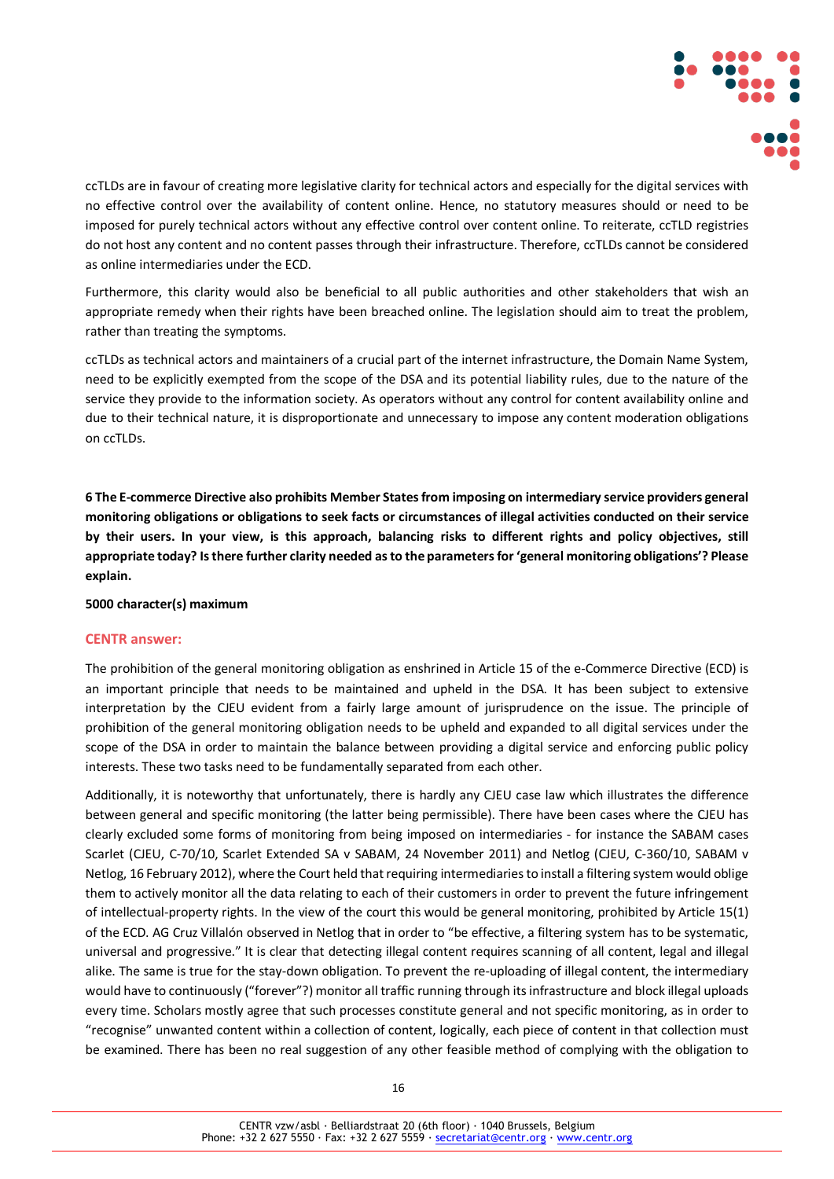ccTLDs are in favour of creating more legislative clarity for technical actors and especially for the digital services with no effective control over the availability of content online. Hence, no statutory measures should or need to be imposed for purely technical actors without any effective control over content online. To reiterate, ccTLD registries do not host any content and no content passes through their infrastructure. Therefore, ccTLDs cannot be considered as online intermediaries under the ECD.

Furthermore, this clarity would also be beneficial to all public authorities and other stakeholders that wish an appropriate remedy when their rights have been breached online. The legislation should aim to treat the problem, rather than treating the symptoms.

ccTLDs as technical actors and maintainers of a crucial part of the internet infrastructure, the Domain Name System, need to be explicitly exempted from the scope of the DSA and its potential liability rules, due to the nature of the service they provide to the information society. As operators without any control for content availability online and due to their technical nature, it is disproportionate and unnecessary to impose any content moderation obligations on ccTLDs.

**6 The E-commerce Directive also prohibits Member States from imposing on intermediary service providers general monitoring obligations or obligations to seek facts or circumstances of illegal activities conducted on their service by their users. In your view, is this approach, balancing risks to different rights and policy objectives, still appropriate today? Is there further clarity needed as to the parameters for 'general monitoring obligations'? Please explain.**

**5000 character(s) maximum**

**CENTR answer:**

The prohibition of the general monitoring obligation as enshrined in Article 15 of the e-Commerce Directive (ECD) is an important principle that needs to be maintained and upheld in the DSA. It has been subject to extensive interpretation by the CJEU evident from a fairly large amount of jurisprudence on the issue. The principle of prohibition of the general monitoring obligation needs to be upheld and expanded to all digital services under the scope of the DSA in order to maintain the balance between providing a digital service and enforcing public policy interests. These two tasks need to be fundamentally separated from each other.

Additionally, it is noteworthy that unfortunately, there is hardly any CJEU case law which illustrates the difference between general and specific monitoring (the latter being permissible). There have been cases where the CJEU has clearly excluded some forms of monitoring from being imposed on intermediaries - for instance the SABAM cases Scarlet (CJEU, C-70/10, Scarlet Extended SA v SABAM, 24 November 2011) and Netlog (CJEU, C-360/10, SABAM v Netlog, 16 February 2012), where the Court held that requiring intermediaries to install a filtering system would oblige them to actively monitor all the data relating to each of their customers in order to prevent the future infringement of intellectual-property rights. In the view of the court this would be general monitoring, prohibited by Article 15(1) of the ECD. AG Cruz Villalón observed in Netlog that in order to "be effective, a filtering system has to be systematic, universal and progressive." It is clear that detecting illegal content requires scanning of all content, legal and illegal alike. The same is true for the stay-down obligation. To prevent the re-uploading of illegal content, the intermediary would have to continuously ("forever"?) monitor all traffic running through its infrastructure and block illegal uploads every time. Scholars mostly agree that such processes constitute general and not specific monitoring, as in order to "recognise" unwanted content within a collection of content, logically, each piece of content in that collection must be examined. There has been no real suggestion of any other feasible method of complying with the obligation to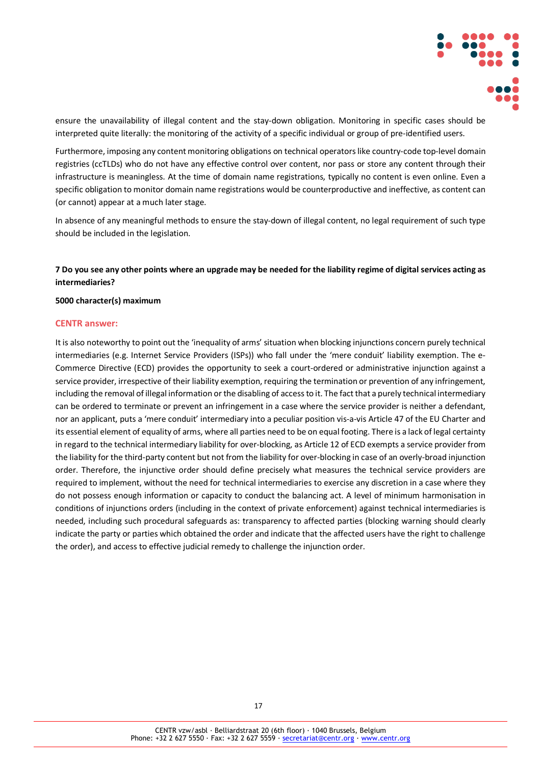ensure the unavailability of illegal content and the stay-down obligation. Monitoring in specific cases should be interpreted quite literally: the monitoring of the activity of a specific individual or group of pre-identified users.

Furthermore, imposing any content monitoring obligations on technical operators like country-code top-level domain registries (ccTLDs) who do not have any effective control over content, nor pass or store any content through their infrastructure is meaningless. At the time of domain name registrations, typically no content is even online. Even a specific obligation to monitor domain name registrations would be counterproductive and ineffective, as content can (or cannot) appear at a much later stage.

In absence of any meaningful methods to ensure the stay-down of illegal content, no legal requirement of such type should be included in the legislation.

**7 Do you see any other points where an upgrade may be needed for the liability regime of digital services acting as intermediaries?**

**5000 character(s) maximum**

**CENTR answer:**

It is also noteworthy to point out the 'inequality of arms' situation when blocking injunctions concern purely technical intermediaries (e.g. Internet Service Providers (ISPs)) who fall under the 'mere conduit' liability exemption. The e-Commerce Directive (ECD) provides the opportunity to seek a court-ordered or administrative injunction against a service provider, irrespective of their liability exemption, requiring the termination or prevention of any infringement, including the removal of illegal information or the disabling of access to it. The fact that a purely technical intermediary can be ordered to terminate or prevent an infringement in a case where the service provider is neither a defendant, nor an applicant, puts a 'mere conduit' intermediary into a peculiar position vis-a-vis Article 47 of the EU Charter and its essential element of equality of arms, where all parties need to be on equal footing. There is a lack of legal certainty in regard to the technical intermediary liability for over-blocking, as Article 12 of ECD exempts a service provider from the liability for the third-party content but not from the liability for over-blocking in case of an overly-broad injunction order. Therefore, the injunctive order should define precisely what measures the technical service providers are required to implement, without the need for technical intermediaries to exercise any discretion in a case where they do not possess enough information or capacity to conduct the balancing act. A level of minimum harmonisation in conditions of injunctions orders (including in the context of private enforcement) against technical intermediaries is needed, including such procedural safeguards as: transparency to affected parties (blocking warning should clearly indicate the party or parties which obtained the order and indicate that the affected users have the right to challenge the order), and access to effective judicial remedy to challenge the injunction order.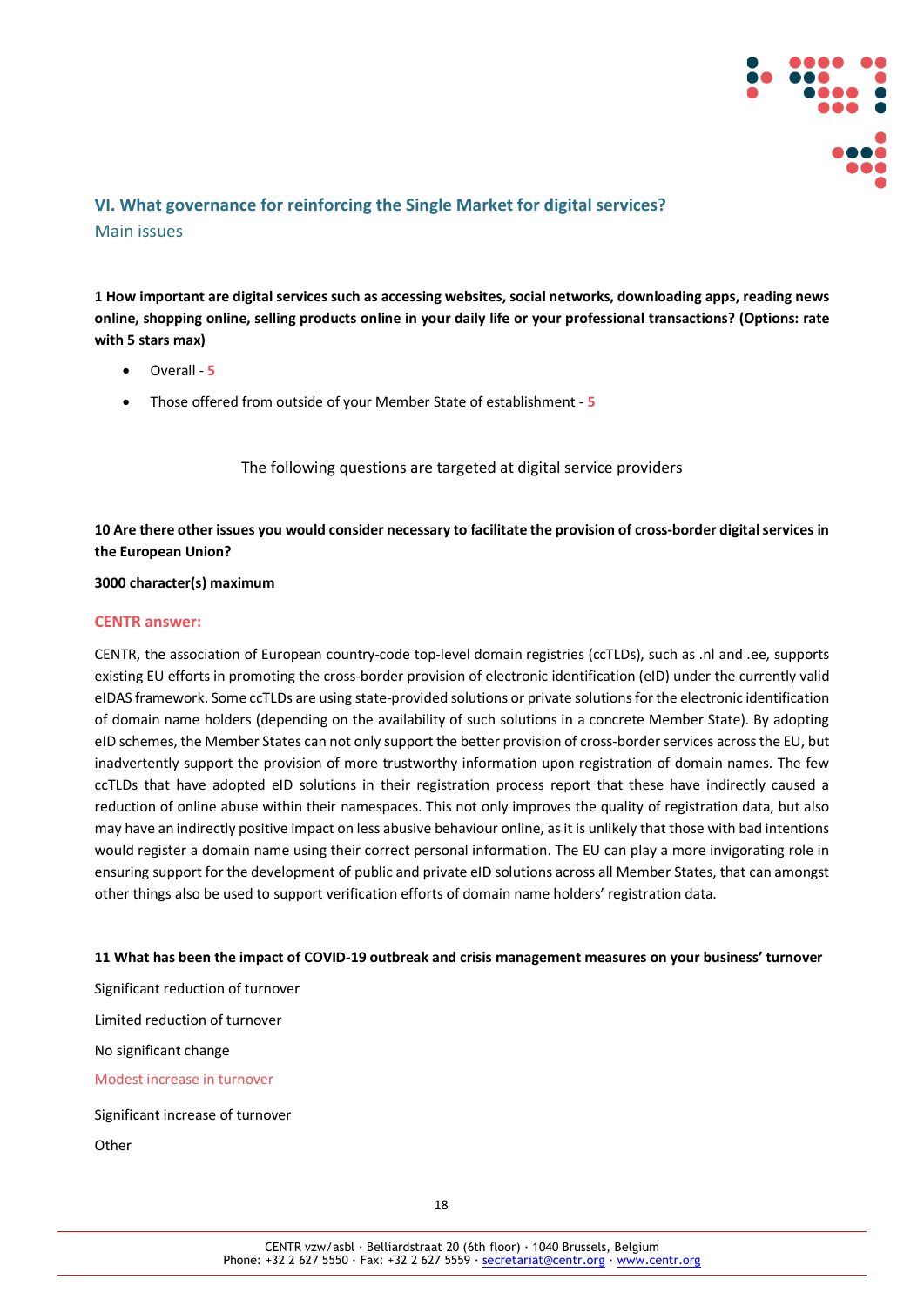## VI. What governance for reinforcing the Single Market for digital services?

### Main issues

**1 How important are digital services such as accessing websites, social networks, downloading apps, reading news online, shopping online, selling products online in your daily life or your professional transactions? (Options: rate with 5 stars max)**

- Overall - 5
- Those offered from outside of your Member State of establishment - 5

The following questions are targeted at digital service providers

**10 Are there other issues you would consider necessary to facilitate the provision of cross-border digital services in the European Union?**

**3000 character(s) maximum**

**CENTR answer:**

CENTR, the association of European country-code top-level domain registries (ccTLDs), such as .nl and .ee, supports existing EU efforts in promoting the cross-border provision of electronic identification (eID) under the currently valid eIDAS framework. Some ccTLDs are using state-provided solutions or private solutions for the electronic identification of domain name holders (depending on the availability of such solutions in a concrete Member State). By adopting eID schemes, the Member States can not only support the better provision of cross-border services across the EU, but inadvertently support the provision of more trustworthy information upon registration of domain names. The few ccTLDs that have adopted eID solutions in their registration process report that these have indirectly caused a reduction of online abuse within their namespaces. This not only improves the quality of registration data, but also may have an indirectly positive impact on less abusive behaviour online, as it is unlikely that those with bad intentions would register a domain name using their correct personal information. The EU can play a more invigorating role in ensuring support for the development of public and private eID solutions across all Member States, that can amongst other things also be used to support verification efforts of domain name holders' registration data.

**11 What has been the impact of COVID-19 outbreak and crisis management measures on your business' turnover**

Significant reduction of turnover

Limited reduction of turnover

No significant change

Modest increase in turnover

Significant increase of turnover

Other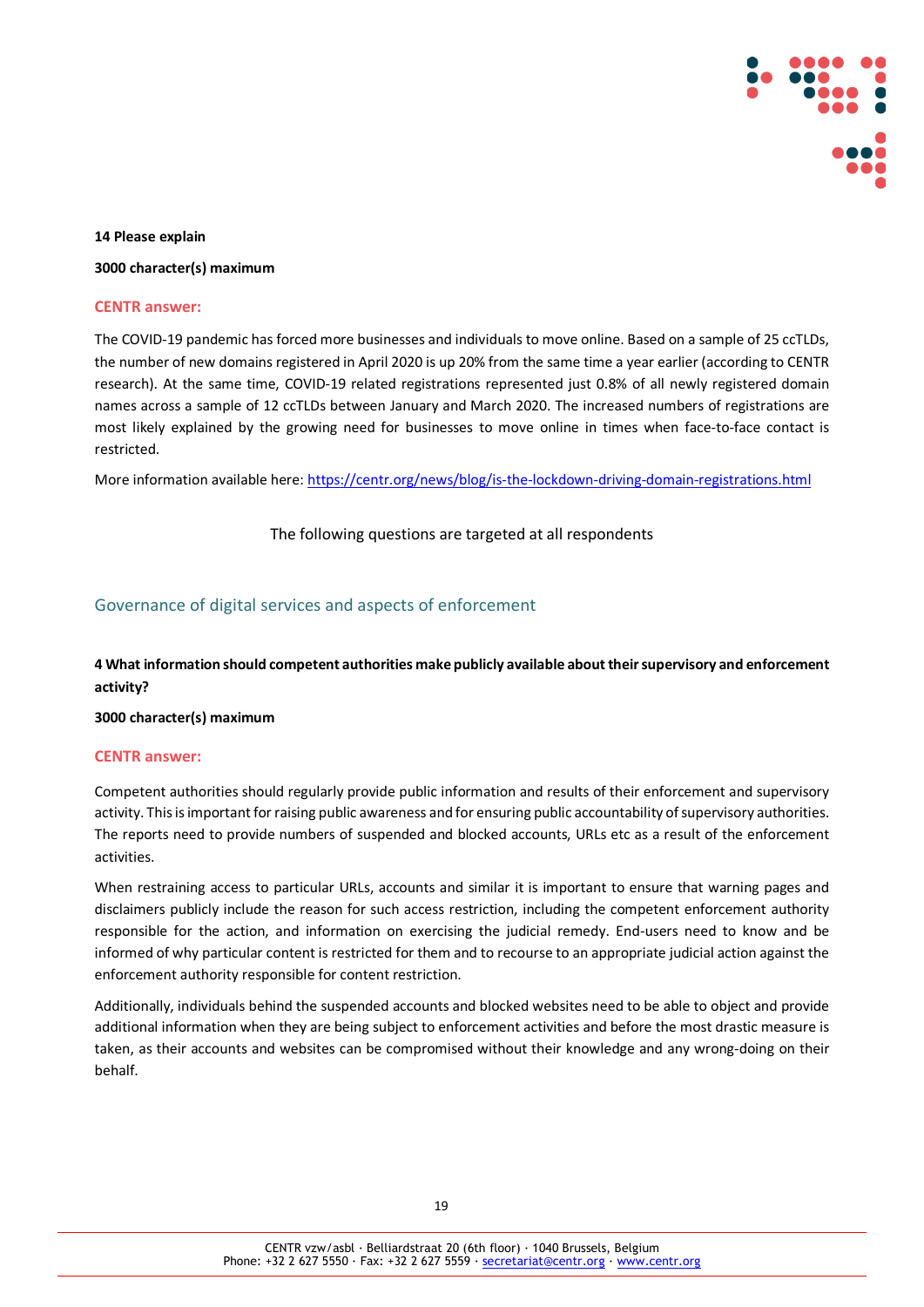**14 Please explain**

**3000 character(s) maximum**

**CENTR answer:**

The COVID-19 pandemic has forced more businesses and individuals to move online. Based on a sample of 25 ccTLDs, the number of new domains registered in April 2020 is up 20% from the same time a year earlier (according to CENTR research). At the same time, COVID-19 related registrations represented just 0.8% of all newly registered domain names across a sample of 12 ccTLDs between January and March 2020. The increased numbers of registrations are most likely explained by the growing need for businesses to move online in times when face-to-face contact is restricted.

More information available here: https://centr.org/news/blog/is-the-lockdown-driving-domain-registrations.html

The following questions are targeted at all respondents

## Governance of digital services and aspects of enforcement

**4 What information should competent authorities make publicly available about their supervisory and enforcement activity?**

**3000 character(s) maximum**

**CENTR answer:**

Competent authorities should regularly provide public information and results of their enforcement and supervisory activity. This is important for raising public awareness and for ensuring public accountability of supervisory authorities. The reports need to provide numbers of suspended and blocked accounts, URLs etc as a result of the enforcement activities.

When restraining access to particular URLs, accounts and similar it is important to ensure that warning pages and disclaimers publicly include the reason for such access restriction, including the competent enforcement authority responsible for the action, and information on exercising the judicial remedy. End-users need to know and be informed of why particular content is restricted for them and to recourse to an appropriate judicial action against the enforcement authority responsible for content restriction.

Additionally, individuals behind the suspended accounts and blocked websites need to be able to object and provide additional information when they are being subject to enforcement activities and before the most drastic measure is taken, as their accounts and websites can be compromised without their knowledge and any wrong-doing on their behalf.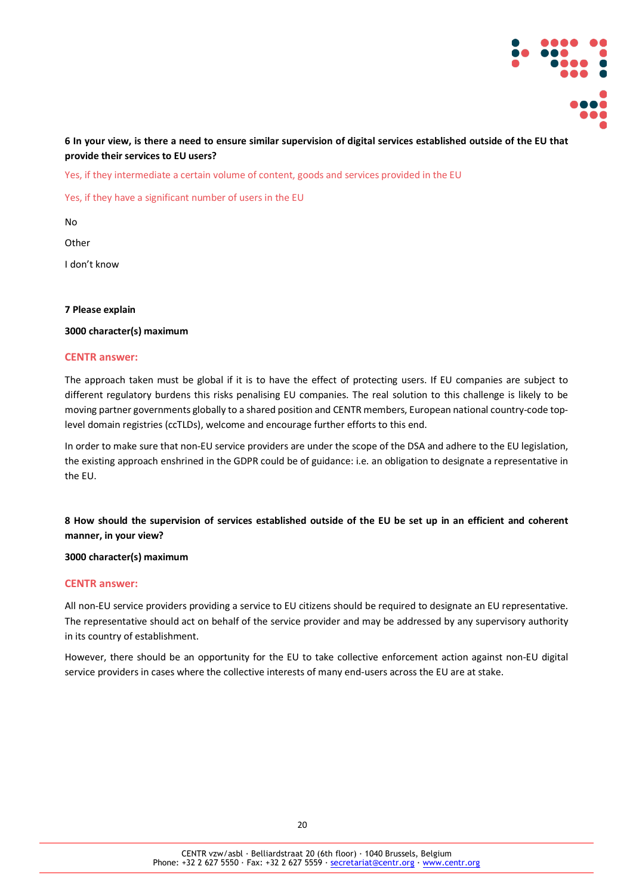**6 In your view, is there a need to ensure similar supervision of digital services established outside of the EU that provide their services to EU users?**

Yes, if they intermediate a certain volume of content, goods and services provided in the EU

Yes, if they have a significant number of users in the EU

No

Other

I don't know

**7 Please explain**

**3000 character(s) maximum**

**CENTR answer:**

The approach taken must be global if it is to have the effect of protecting users. If EU companies are subject to different regulatory burdens this risks penalising EU companies. The real solution to this challenge is likely to be moving partner governments globally to a shared position and CENTR members, European national country-code top-level domain registries (ccTLDs), welcome and encourage further efforts to this end.

In order to make sure that non-EU service providers are under the scope of the DSA and adhere to the EU legislation, the existing approach enshrined in the GDPR could be of guidance: i.e. an obligation to designate a representative in the EU.

**8 How should the supervision of services established outside of the EU be set up in an efficient and coherent manner, in your view?**

**3000 character(s) maximum**

**CENTR answer:**

All non-EU service providers providing a service to EU citizens should be required to designate an EU representative. The representative should act on behalf of the service provider and may be addressed by any supervisory authority in its country of establishment.

However, there should be an opportunity for the EU to take collective enforcement action against non-EU digital service providers in cases where the collective interests of many end-users across the EU are at stake.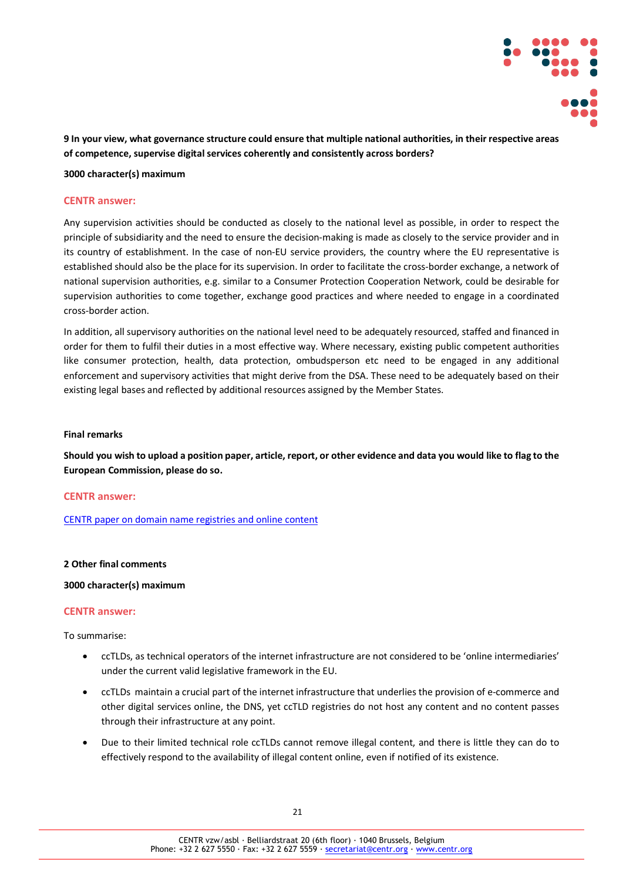**9 In your view, what governance structure could ensure that multiple national authorities, in their respective areas of competence, supervise digital services coherently and consistently across borders?**

**3000 character(s) maximum**

**CENTR answer:**

Any supervision activities should be conducted as closely to the national level as possible, in order to respect the principle of subsidiarity and the need to ensure the decision-making is made as closely to the service provider and in its country of establishment. In the case of non-EU service providers, the country where the EU representative is established should also be the place for its supervision. In order to facilitate the cross-border exchange, a network of national supervision authorities, e.g. similar to a Consumer Protection Cooperation Network, could be desirable for supervision authorities to come together, exchange good practices and where needed to engage in a coordinated cross-border action.

In addition, all supervisory authorities on the national level need to be adequately resourced, staffed and financed in order for them to fulfil their duties in a most effective way. Where necessary, existing public competent authorities like consumer protection, health, data protection, ombudsperson etc need to be engaged in any additional enforcement and supervisory activities that might derive from the DSA. These need to be adequately based on their existing legal bases and reflected by additional resources assigned by the Member States.

**Final remarks**

**Should you wish to upload a position paper, article, report, or other evidence and data you would like to flag to the European Commission, please do so.**

**CENTR answer:**

CENTR paper on domain name registries and online content

**2 Other final comments**

**3000 character(s) maximum**

**CENTR answer:**

To summarise:

- ccTLDs, as technical operators of the internet infrastructure are not considered to be 'online intermediaries' under the current valid legislative framework in the EU.
- ccTLDs maintain a crucial part of the internet infrastructure that underlies the provision of e-commerce and other digital services online, the DNS, yet ccTLD registries do not host any content and no content passes through their infrastructure at any point.
- Due to their limited technical role ccTLDs cannot remove illegal content, and there is little they can do to effectively respond to the availability of illegal content online, even if notified of its existence.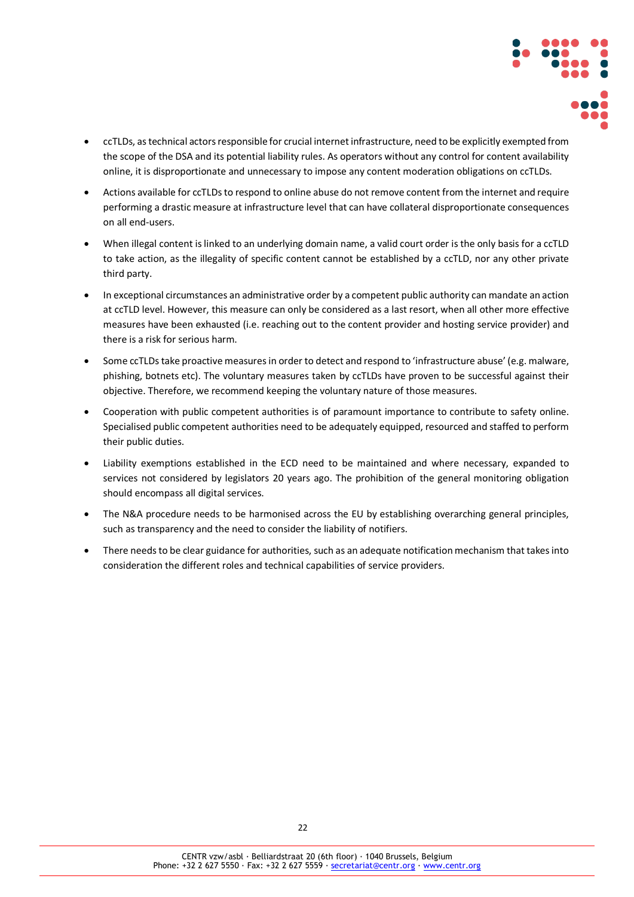- ccTLDs, as technical actors responsible for crucial internet infrastructure, need to be explicitly exempted from the scope of the DSA and its potential liability rules. As operators without any control for content availability online, it is disproportionate and unnecessary to impose any content moderation obligations on ccTLDs.
- Actions available for ccTLDs to respond to online abuse do not remove content from the internet and require performing a drastic measure at infrastructure level that can have collateral disproportionate consequences on all end-users.
- When illegal content is linked to an underlying domain name, a valid court order is the only basis for a ccTLD to take action, as the illegality of specific content cannot be established by a ccTLD, nor any other private third party.
- In exceptional circumstances an administrative order by a competent public authority can mandate an action at ccTLD level. However, this measure can only be considered as a last resort, when all other more effective measures have been exhausted (i.e. reaching out to the content provider and hosting service provider) and there is a risk for serious harm.
- Some ccTLDs take proactive measures in order to detect and respond to 'infrastructure abuse' (e.g. malware, phishing, botnets etc). The voluntary measures taken by ccTLDs have proven to be successful against their objective. Therefore, we recommend keeping the voluntary nature of those measures.
- Cooperation with public competent authorities is of paramount importance to contribute to safety online. Specialised public competent authorities need to be adequately equipped, resourced and staffed to perform their public duties.
- Liability exemptions established in the ECD need to be maintained and where necessary, expanded to services not considered by legislators 20 years ago. The prohibition of the general monitoring obligation should encompass all digital services.
- The N&A procedure needs to be harmonised across the EU by establishing overarching general principles, such as transparency and the need to consider the liability of notifiers.
- There needs to be clear guidance for authorities, such as an adequate notification mechanism that takes into consideration the different roles and technical capabilities of service providers.